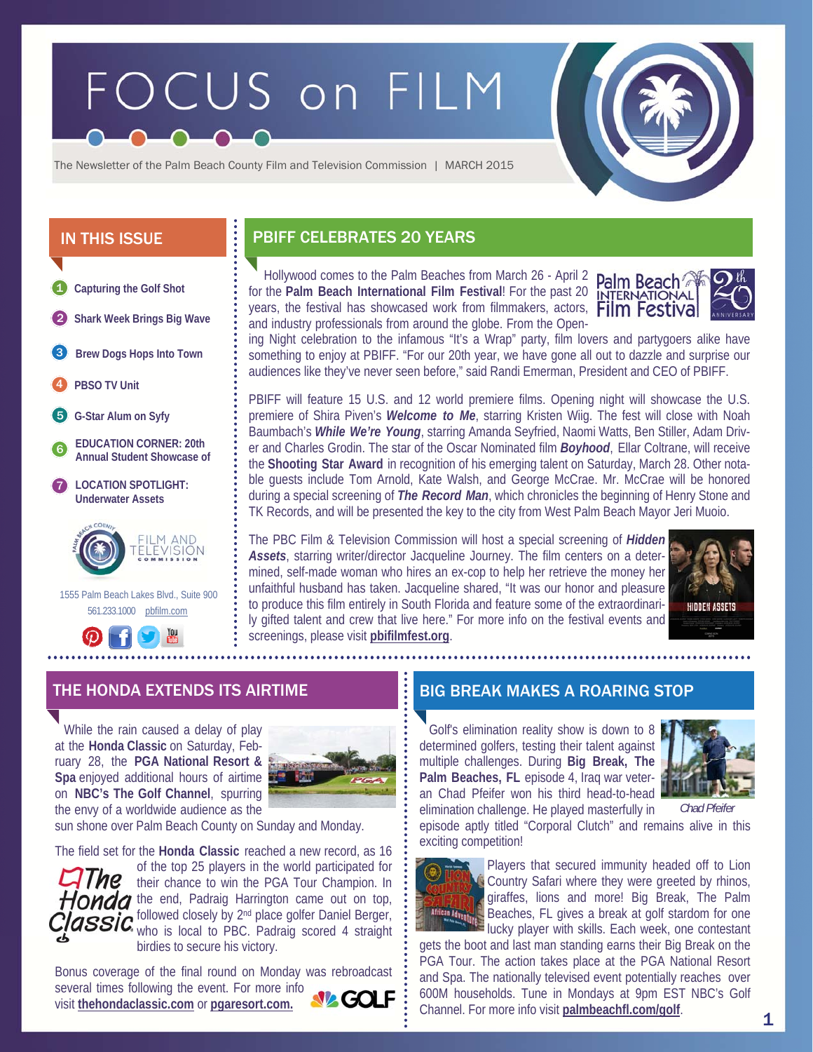# FOCUS on FILM

The Newsletter of the Palm Beach County Film and Television Commission | MARCH 2015

## IN THIS ISSUE

1. Capturing the Golf Shot
2. Shark Week Brings Big Wave
3. Brew Dogs Hops Into Town
4. PBSO TV Unit
5. G-Star Alum on Syfy
6. EDUCATION CORNER: 20th Annual Student Showcase of
7. LOCATION SPOTLIGHT: Underwater Assets

1555 Palm Beach Lakes Blvd., Suite 900
561.233.1000 pbfilm.com

## PBIFF CELEBRATES 20 YEARS

Hollywood comes to the Palm Beaches from March 26 - April 2 for the **Palm Beach International Film Festival**! For the past 20 years, the festival has showcased work from filmmakers, actors, and industry professionals from around the globe. From the Opening Night celebration to the infamous "It's a Wrap" party, film lovers and partygoers alike have something to enjoy at PBIFF. "For our 20th year, we have gone all out to dazzle and surprise our audiences like they've never seen before," said Randi Emerman, President and CEO of PBIFF.

PBIFF will feature 15 U.S. and 12 world premiere films. Opening night will showcase the U.S. premiere of Shira Piven's ***Welcome to Me***, starring Kristen Wiig. The fest will close with Noah Baumbach's ***While We're Young***, starring Amanda Seyfried, Naomi Watts, Ben Stiller, Adam Driver and Charles Grodin. The star of the Oscar Nominated film ***Boyhood***, Ellar Coltrane, will receive the **Shooting Star Award** in recognition of his emerging talent on Saturday, March 28. Other notable guests include Tom Arnold, Kate Walsh, and George McCrae. Mr. McCrae will be honored during a special screening of ***The Record Man***, which chronicles the beginning of Henry Stone and TK Records, and will be presented the key to the city from West Palm Beach Mayor Jeri Muoio.

The PBC Film & Television Commission will host a special screening of ***Hidden Assets***, starring writer/director Jacqueline Journey. The film centers on a determined, self-made woman who hires an ex-cop to help her retrieve the money her unfaithful husband has taken. Jacqueline shared, "It was our honor and pleasure to produce this film entirely in South Florida and feature some of the extraordinarily gifted talent and crew that live here." For more info on the festival events and screenings, please visit **pbifilmfest.org**.

## THE HONDA EXTENDS ITS AIRTIME

While the rain caused a delay of play at the **Honda Classic** on Saturday, February 28, the **PGA National Resort & Spa** enjoyed additional hours of airtime on **NBC's The Golf Channel**, spurring the envy of a worldwide audience as the sun shone over Palm Beach County on Sunday and Monday.

The field set for the **Honda Classic** reached a new record, as 16 of the top 25 players in the world participated for their chance to win the PGA Tour Champion. In the end, Padraig Harrington came out on top, followed closely by 2nd place golfer Daniel Berger, who is local to PBC. Padraig scored 4 straight birdies to secure his victory.

Bonus coverage of the final round on Monday was rebroadcast several times following the event. For more info visit **thehondaclassic.com** or **pgaresort.com.**

## BIG BREAK MAKES A ROARING STOP

Golf's elimination reality show is down to 8 determined golfers, testing their talent against multiple challenges. During **Big Break, The Palm Beaches, FL** episode 4, Iraq war veteran Chad Pfeifer won his third head-to-head elimination challenge. He played masterfully in episode aptly titled "Corporal Clutch" and remains alive in this exciting competition!

Chad Pfeifer

Players that secured immunity headed off to Lion Country Safari where they were greeted by rhinos, giraffes, lions and more! Big Break, The Palm Beaches, FL gives a break at golf stardom for one lucky player with skills. Each week, one contestant gets the boot and last man standing earns their Big Break on the PGA Tour. The action takes place at the PGA National Resort and Spa. The nationally televised event potentially reaches over 600M households. Tune in Mondays at 9pm EST NBC's Golf Channel. For more info visit **palmbeachfl.com/golf**.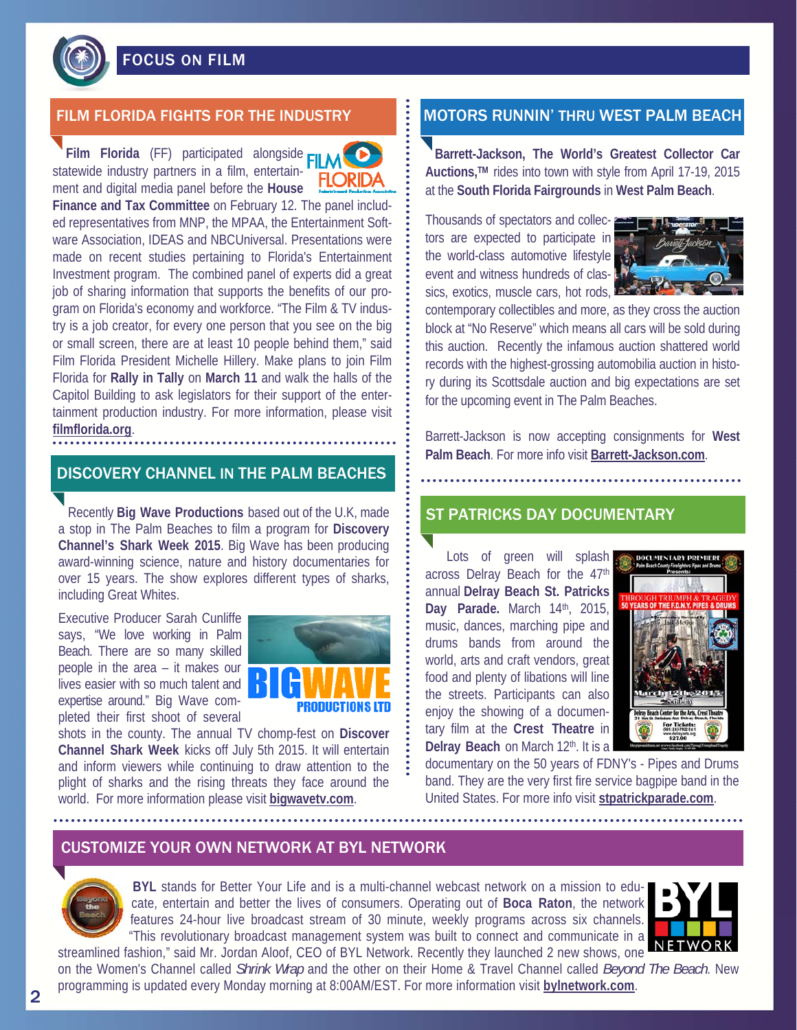# FOCUS ON FILM

## FILM FLORIDA FIGHTS FOR THE INDUSTRY

**Film Florida** (FF) participated alongside statewide industry partners in a film, entertainment and digital media panel before the **House Finance and Tax Committee** on February 12. The panel included representatives from MNP, the MPAA, the Entertainment Software Association, IDEAS and NBCUniversal. Presentations were made on recent studies pertaining to Florida's Entertainment Investment program. The combined panel of experts did a great job of sharing information that supports the benefits of our program on Florida's economy and workforce. "The Film & TV industry is a job creator, for every one person that you see on the big or small screen, there are at least 10 people behind them," said Film Florida President Michelle Hillery. Make plans to join Film Florida for **Rally in Tally** on **March 11** and walk the halls of the Capitol Building to ask legislators for their support of the entertainment production industry. For more information, please visit **filmflorida.org**.

## DISCOVERY CHANNEL IN THE PALM BEACHES

Recently **Big Wave Productions** based out of the U.K, made a stop in The Palm Beaches to film a program for **Discovery Channel's Shark Week 2015**. Big Wave has been producing award-winning science, nature and history documentaries for over 15 years. The show explores different types of sharks, including Great Whites.

Executive Producer Sarah Cunliffe says, "We love working in Palm Beach. There are so many skilled people in the area – it makes our lives easier with so much talent and expertise around." Big Wave completed their first shoot of several shots in the county. The annual TV chomp-fest on **Discover Channel Shark Week** kicks off July 5th 2015. It will entertain and inform viewers while continuing to draw attention to the plight of sharks and the rising threats they face around the world. For more information please visit **bigwavetv.com**.

## MOTORS RUNNIN' THRU WEST PALM BEACH

**Barrett-Jackson, The World's Greatest Collector Car Auctions,™** rides into town with style from April 17-19, 2015 at the **South Florida Fairgrounds** in **West Palm Beach**.

Thousands of spectators and collectors are expected to participate in the world-class automotive lifestyle event and witness hundreds of classics, exotics, muscle cars, hot rods, contemporary collectibles and more, as they cross the auction block at "No Reserve" which means all cars will be sold during this auction. Recently the infamous auction shattered world records with the highest-grossing automobilia auction in history during its Scottsdale auction and big expectations are set for the upcoming event in The Palm Beaches.

Barrett-Jackson is now accepting consignments for **West Palm Beach**. For more info visit **Barrett-Jackson.com**.

## ST PATRICKS DAY DOCUMENTARY

Lots of green will splash across Delray Beach for the 47th annual **Delray Beach St. Patricks Day Parade.** March 14th, 2015, music, dances, marching pipe and drums bands from around the world, arts and craft vendors, great food and plenty of libations will line the streets. Participants can also enjoy the showing of a documentary film at the **Crest Theatre** in **Delray Beach** on March 12th. It is a documentary on the 50 years of FDNY's - Pipes and Drums band. They are the very first fire service bagpipe band in the United States. For more info visit **stpatrickparade.com**.

## CUSTOMIZE YOUR OWN NETWORK AT BYL NETWORK

**BYL** stands for Better Your Life and is a multi-channel webcast network on a mission to educate, entertain and better the lives of consumers. Operating out of **Boca Raton**, the network features 24-hour live broadcast stream of 30 minute, weekly programs across six channels. "This revolutionary broadcast management system was built to connect and communicate in a streamlined fashion," said Mr. Jordan Aloof, CEO of BYL Network. Recently they launched 2 new shows, one on the Women's Channel called *Shrink Wrap* and the other on their Home & Travel Channel called *Beyond The Beach*. New programming is updated every Monday morning at 8:00AM/EST. For more information visit **bylnetwork.com**.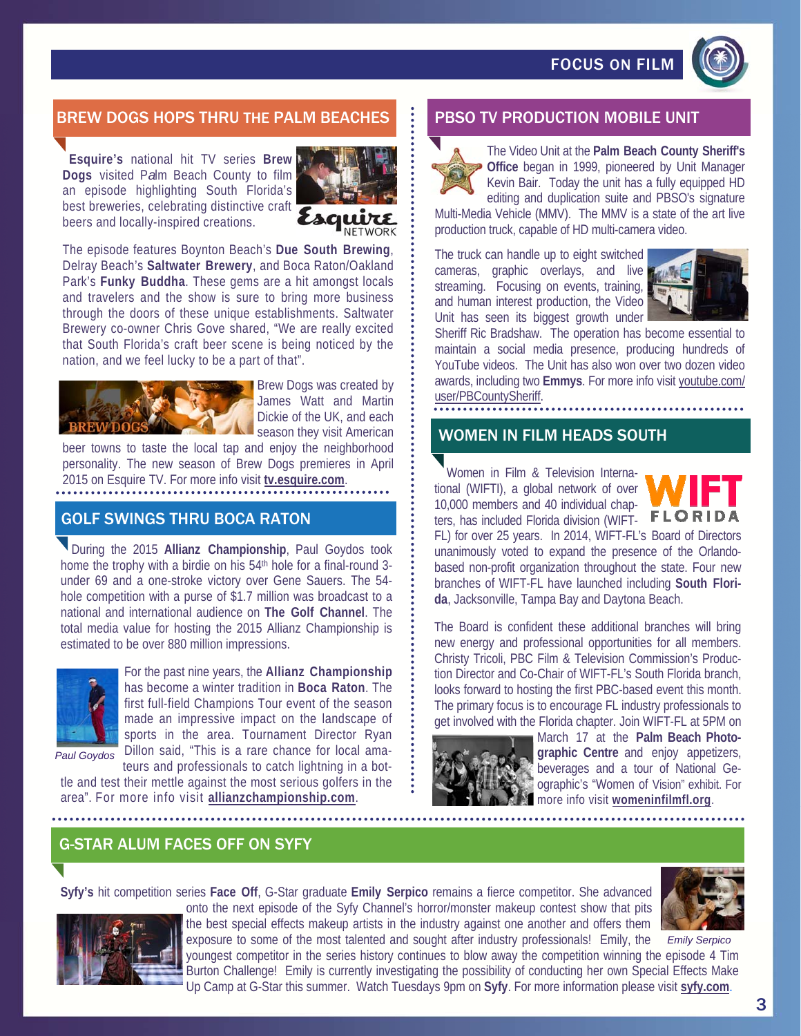## BREW DOGS HOPS THRU THE PALM BEACHES

**Esquire's** national hit TV series **Brew Dogs** visited Palm Beach County to film an episode highlighting South Florida's best breweries, celebrating distinctive craft beers and locally-inspired creations.

The episode features Boynton Beach's **Due South Brewing**, Delray Beach's **Saltwater Brewery**, and Boca Raton/Oakland Park's **Funky Buddha**. These gems are a hit amongst locals and travelers and the show is sure to bring more business through the doors of these unique establishments. Saltwater Brewery co-owner Chris Gove shared, "We are really excited that South Florida's craft beer scene is being noticed by the nation, and we feel lucky to be a part of that".

Brew Dogs was created by James Watt and Martin Dickie of the UK, and each season they visit American beer towns to taste the local tap and enjoy the neighborhood personality. The new season of Brew Dogs premieres in April 2015 on Esquire TV. For more info visit **tv.esquire.com**.

## GOLF SWINGS THRU BOCA RATON

During the 2015 **Allianz Championship**, Paul Goydos took home the trophy with a birdie on his 54th hole for a final-round 3-under 69 and a one-stroke victory over Gene Sauers. The 54-hole competition with a purse of $1.7 million was broadcast to a national and international audience on **The Golf Channel**. The total media value for hosting the 2015 Allianz Championship is estimated to be over 880 million impressions.

For the past nine years, the **Allianz Championship** has become a winter tradition in **Boca Raton**. The first full-field Champions Tour event of the season made an impressive impact on the landscape of sports in the area. Tournament Director Ryan Dillon said, "This is a rare chance for local amateurs and professionals to catch lightning in a bottle and test their mettle against the most serious golfers in the area". For more info visit **allianzchampionship.com**.

*Paul Goydos*

## PBSO TV PRODUCTION MOBILE UNIT

The Video Unit at the **Palm Beach County Sheriff's Office** began in 1999, pioneered by Unit Manager Kevin Bair. Today the unit has a fully equipped HD editing and duplication suite and PBSO's signature Multi-Media Vehicle (MMV). The MMV is a state of the art live production truck, capable of HD multi-camera video.

The truck can handle up to eight switched cameras, graphic overlays, and live streaming. Focusing on events, training, and human interest production, the Video Unit has seen its biggest growth under Sheriff Ric Bradshaw. The operation has become essential to maintain a social media presence, producing hundreds of YouTube videos. The Unit has also won over two dozen video awards, including two **Emmys**. For more info visit youtube.com/user/PBCountySheriff.

## WOMEN IN FILM HEADS SOUTH

Women in Film & Television International (WIFTI), a global network of over 10,000 members and 40 individual chapters, has included Florida division (WIFT-FL) for over 25 years. In 2014, WIFT-FL's Board of Directors unanimously voted to expand the presence of the Orlando-based non-profit organization throughout the state. Four new branches of WIFT-FL have launched including **South Florida**, Jacksonville, Tampa Bay and Daytona Beach.

The Board is confident these additional branches will bring new energy and professional opportunities for all members. Christy Tricoli, PBC Film & Television Commission's Production Director and Co-Chair of WIFT-FL's South Florida branch, looks forward to hosting the first PBC-based event this month. The primary focus is to encourage FL industry professionals to get involved with the Florida chapter. Join WIFT-FL at 5PM on March 17 at the **Palm Beach Photographic Centre** and enjoy appetizers, beverages and a tour of National Geographic's "Women of Vision" exhibit. For more info visit **womeninfilmfl.org**.

## G-STAR ALUM FACES OFF ON SYFY

**Syfy's** hit competition series **Face Off**, G-Star graduate **Emily Serpico** remains a fierce competitor. She advanced onto the next episode of the Syfy Channel's horror/monster makeup contest show that pits the best special effects makeup artists in the industry against one another and offers them exposure to some of the most talented and sought after industry professionals! Emily, the youngest competitor in the series history continues to blow away the competition winning the episode 4 Tim Burton Challenge! Emily is currently investigating the possibility of conducting her own Special Effects Make Up Camp at G-Star this summer. Watch Tuesdays 9pm on **Syfy**. For more information please visit **syfy.com**.

*Emily Serpico*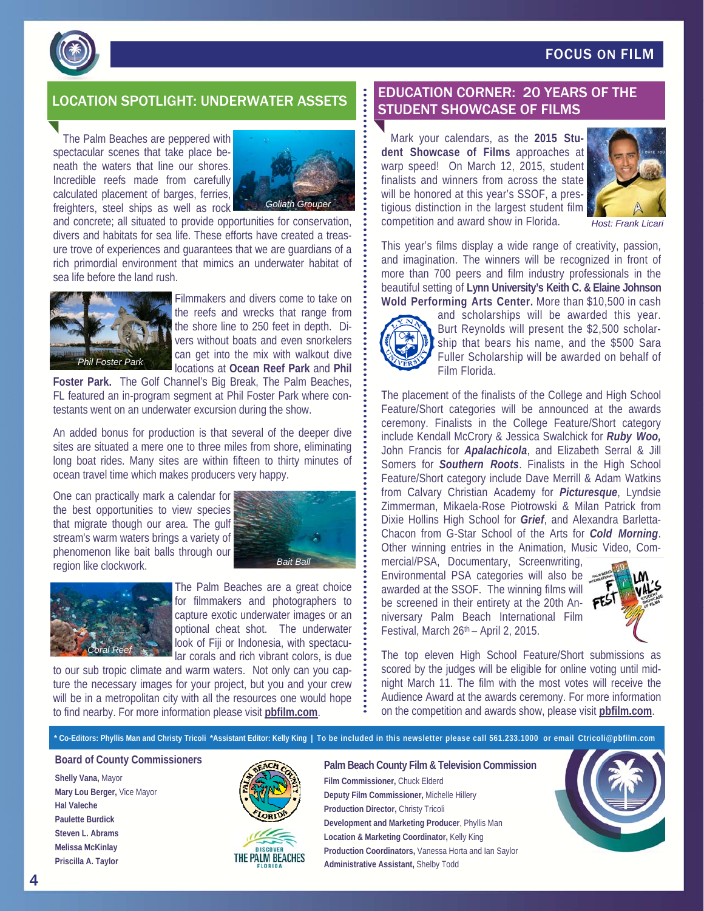## LOCATION SPOTLIGHT: UNDERWATER ASSETS

The Palm Beaches are peppered with spectacular scenes that take place beneath the waters that line our shores. Incredible reefs made from carefully calculated placement of barges, ferries, freighters, steel ships as well as rock and concrete; all situated to provide opportunities for conservation, divers and habitats for sea life. These efforts have created a treasure trove of experiences and guarantees that we are guardians of a rich primordial environment that mimics an underwater habitat of sea life before the land rush.

*Goliath Grouper*

Filmmakers and divers come to take on the reefs and wrecks that range from the shore line to 250 feet in depth. Divers without boats and even snorkelers can get into the mix with walkout dive locations at **Ocean Reef Park** and **Phil Foster Park.** The Golf Channel's Big Break, The Palm Beaches, FL featured an in-program segment at Phil Foster Park where contestants went on an underwater excursion during the show.

*Phil Foster Park*

An added bonus for production is that several of the deeper dive sites are situated a mere one to three miles from shore, eliminating long boat rides. Many sites are within fifteen to thirty minutes of ocean travel time which makes producers very happy.

One can practically mark a calendar for the best opportunities to view species that migrate though our area. The gulf stream's warm waters brings a variety of phenomenon like bait balls through our region like clockwork.

*Bait Ball*

The Palm Beaches are a great choice for filmmakers and photographers to capture exotic underwater images or an optional cheat shot. The underwater look of Fiji or Indonesia, with spectacular corals and rich vibrant colors, is due to our sub tropic climate and warm waters. Not only can you capture the necessary images for your project, but you and your crew will be in a metropolitan city with all the resources one would hope to find nearby. For more information please visit **pbfilm.com**.

*Coral Reef*

## EDUCATION CORNER: 20 YEARS OF THE STUDENT SHOWCASE OF FILMS

Mark your calendars, as the **2015 Student Showcase of Films** approaches at warp speed! On March 12, 2015, student finalists and winners from across the state will be honored at this year's SSOF, a prestigious distinction in the largest student film competition and award show in Florida.

*Host: Frank Licari*

This year's films display a wide range of creativity, passion, and imagination. The winners will be recognized in front of more than 700 peers and film industry professionals in the beautiful setting of **Lynn University's Keith C. & Elaine Johnson Wold Performing Arts Center.** More than $10,500 in cash and scholarships will be awarded this year. Burt Reynolds will present the $2,500 scholarship that bears his name, and the $500 Sara Fuller Scholarship will be awarded on behalf of Film Florida.

The placement of the finalists of the College and High School Feature/Short categories will be announced at the awards ceremony. Finalists in the College Feature/Short category include Kendall McCrory & Jessica Swalchick for ***Ruby Woo,*** John Francis for ***Apalachicola***, and Elizabeth Serral & Jill Somers for ***Southern Roots***. Finalists in the High School Feature/Short category include Dave Merrill & Adam Watkins from Calvary Christian Academy for ***Picturesque***, Lyndsie Zimmerman, Mikaela-Rose Piotrowski & Milan Patrick from Dixie Hollins High School for ***Grief***, and Alexandra Barletta-Chacon from G-Star School of the Arts for ***Cold Morning***. Other winning entries in the Animation, Music Video, Commercial/PSA, Documentary, Screenwriting, Environmental PSA categories will also be awarded at the SSOF. The winning films will be screened in their entirety at the 20th Anniversary Palm Beach International Film Festival, March 26th – April 2, 2015.

The top eleven High School Feature/Short submissions as scored by the judges will be eligible for online voting until midnight March 11. The film with the most votes will receive the Audience Award at the awards ceremony. For more information on the competition and awards show, please visit **pbfilm.com**.

**\* Co-Editors: Phyllis Man and Christy Tricoli \*Assistant Editor: Kelly King | To be included in this newsletter please call 561.233.1000 or email Ctricoli@pbfilm.com**

**Board of County Commissioners**

**Shelly Vana,** Mayor
**Mary Lou Berger,** Vice Mayor
**Hal Valeche**
**Paulette Burdick**
**Steven L. Abrams**
**Melissa McKinlay**
**Priscilla A. Taylor**

**Palm Beach County Film & Television Commission**

**Film Commissioner,** Chuck Elderd
**Deputy Film Commissioner,** Michelle Hillery
**Production Director,** Christy Tricoli
**Development and Marketing Producer**, Phyllis Man
**Location & Marketing Coordinator,** Kelly King
**Production Coordinators,** Vanessa Horta and Ian Saylor
**Administrative Assistant,** Shelby Todd